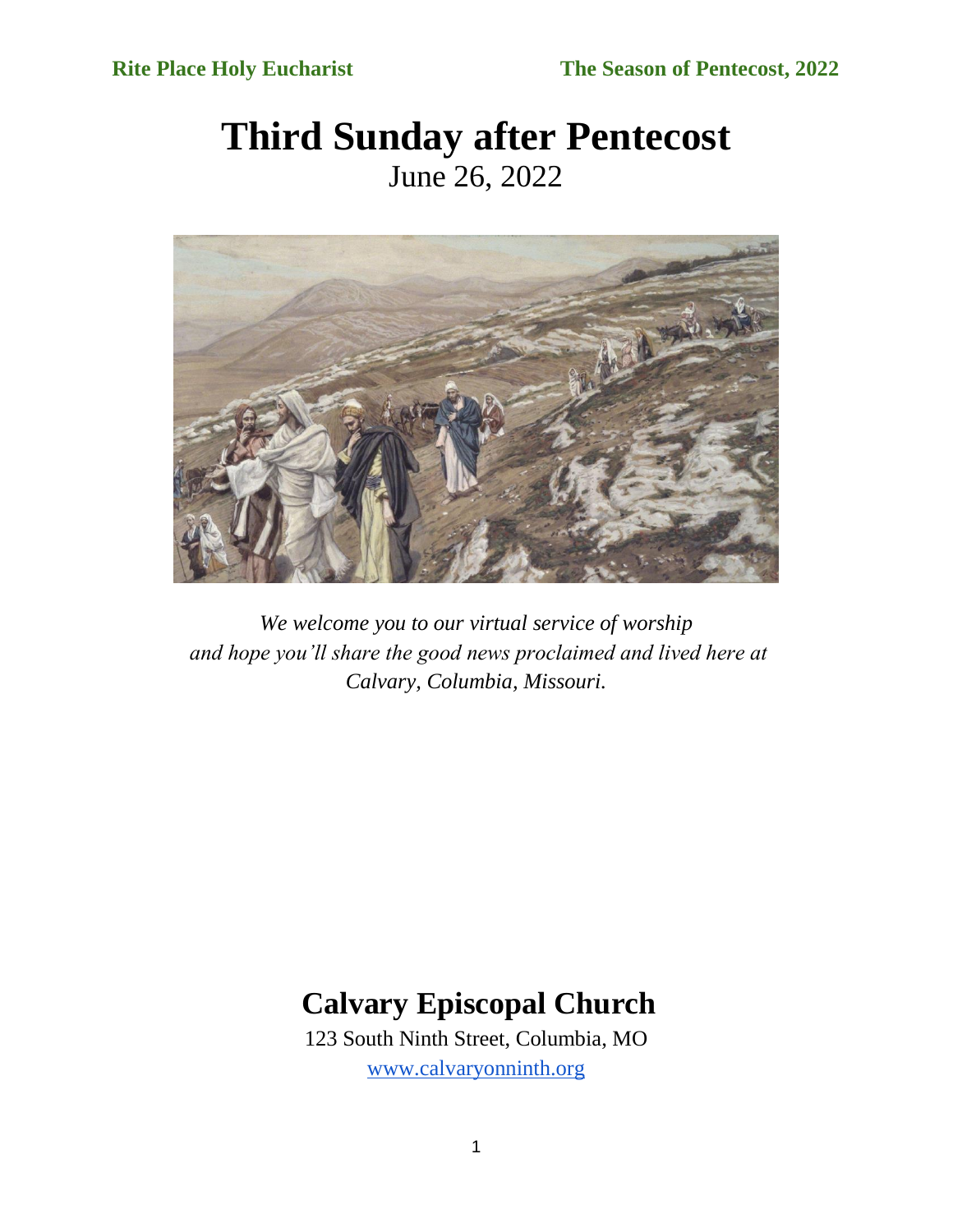# Third Sunday after Pentecost

June 26, 2022

*We welcome you to our virtual service of worship and hope you'll share the good news proclaimed and lived here at Calvary, Columbia, Missouri.*

## Calvary Episcopal Church

123 South Ninth Street, Columbia, MO

www.calvaryonninth.org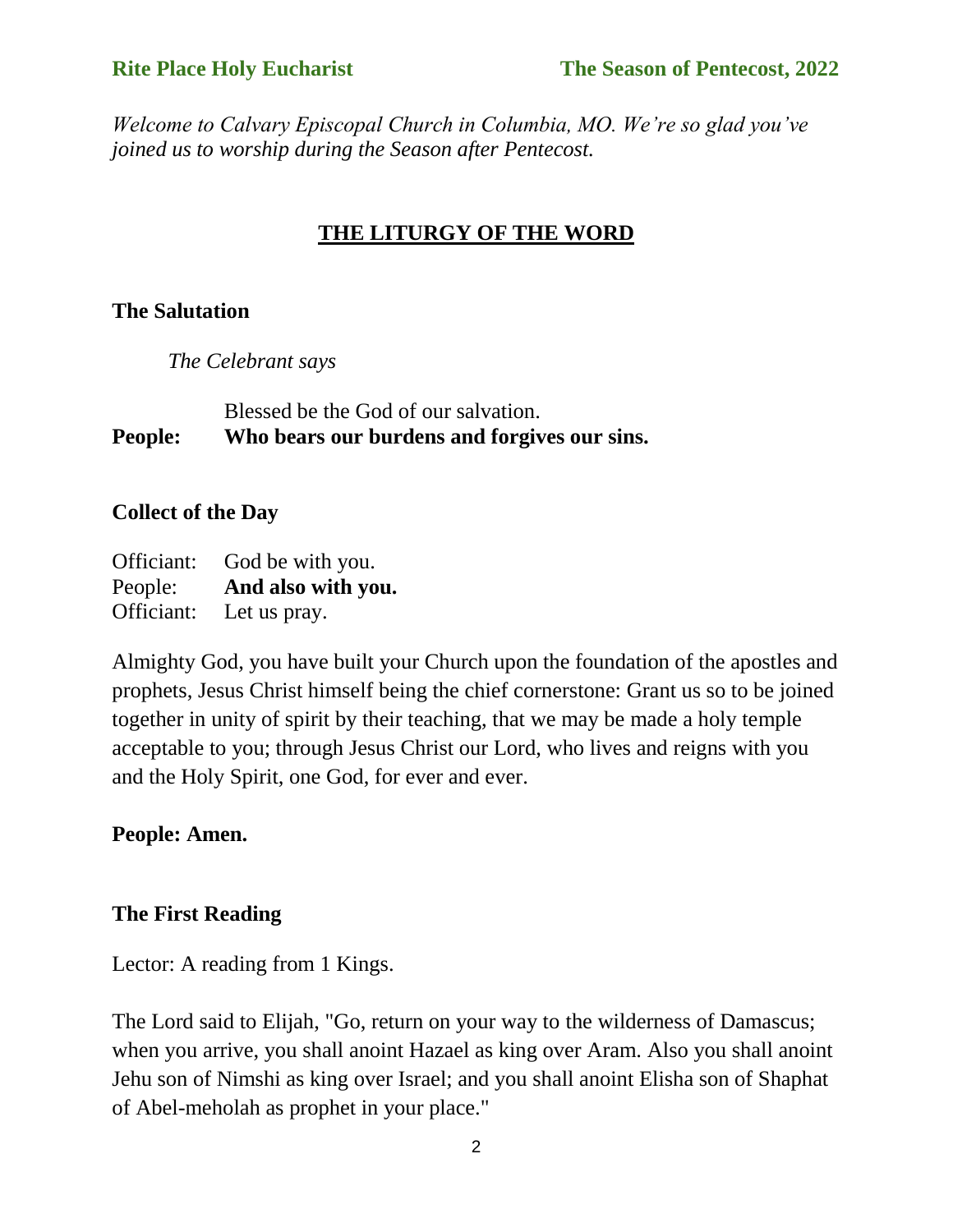*Welcome to Calvary Episcopal Church in Columbia, MO. We're so glad you've joined us to worship during the Season after Pentecost.*

## THE LITURGY OF THE WORD

### The Salutation

*The Celebrant says*

Blessed be the God of our salvation.
**People: Who bears our burdens and forgives our sins.**

### Collect of the Day

Officiant: God be with you.
People: **And also with you.**
Officiant: Let us pray.

Almighty God, you have built your Church upon the foundation of the apostles and prophets, Jesus Christ himself being the chief cornerstone: Grant us so to be joined together in unity of spirit by their teaching, that we may be made a holy temple acceptable to you; through Jesus Christ our Lord, who lives and reigns with you and the Holy Spirit, one God, for ever and ever.

**People: Amen.**

### The First Reading

Lector: A reading from 1 Kings.

The Lord said to Elijah, "Go, return on your way to the wilderness of Damascus; when you arrive, you shall anoint Hazael as king over Aram. Also you shall anoint Jehu son of Nimshi as king over Israel; and you shall anoint Elisha son of Shaphat of Abel-meholah as prophet in your place."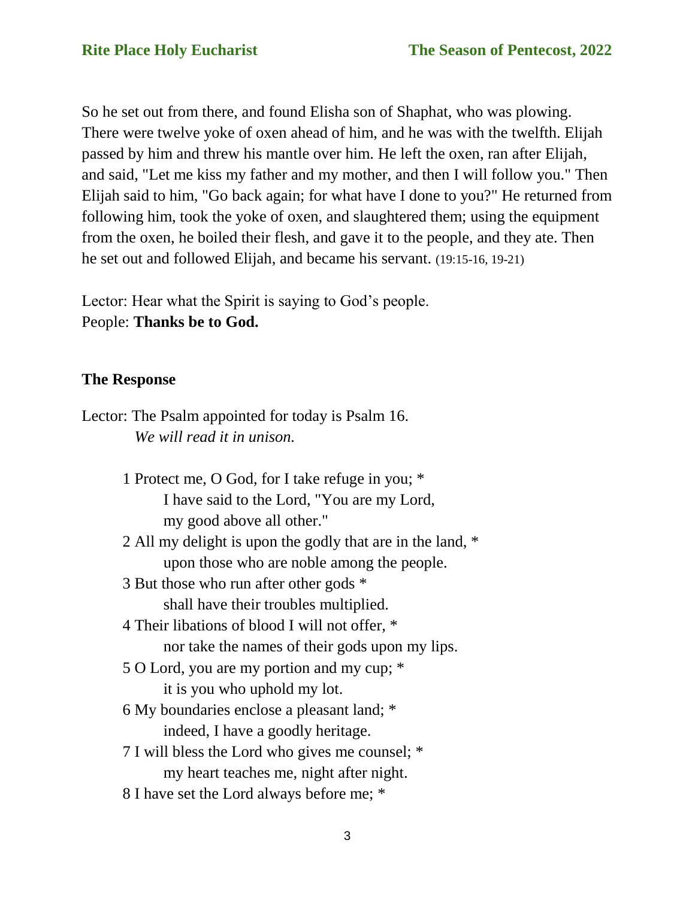So he set out from there, and found Elisha son of Shaphat, who was plowing. There were twelve yoke of oxen ahead of him, and he was with the twelfth. Elijah passed by him and threw his mantle over him. He left the oxen, ran after Elijah, and said, "Let me kiss my father and my mother, and then I will follow you." Then Elijah said to him, "Go back again; for what have I done to you?" He returned from following him, took the yoke of oxen, and slaughtered them; using the equipment from the oxen, he boiled their flesh, and gave it to the people, and they ate. Then he set out and followed Elijah, and became his servant. (19:15-16, 19-21)

Lector: Hear what the Spirit is saying to God's people.
People: **Thanks be to God.**

### The Response

Lector: The Psalm appointed for today is Psalm 16.
*We will read it in unison.*

1 Protect me, O God, for I take refuge in you; *
  I have said to the Lord, "You are my Lord,
  my good above all other."
2 All my delight is upon the godly that are in the land, *
  upon those who are noble among the people.
3 But those who run after other gods *
  shall have their troubles multiplied.
4 Their libations of blood I will not offer, *
  nor take the names of their gods upon my lips.
5 O Lord, you are my portion and my cup; *
  it is you who uphold my lot.
6 My boundaries enclose a pleasant land; *
  indeed, I have a goodly heritage.
7 I will bless the Lord who gives me counsel; *
  my heart teaches me, night after night.
8 I have set the Lord always before me; *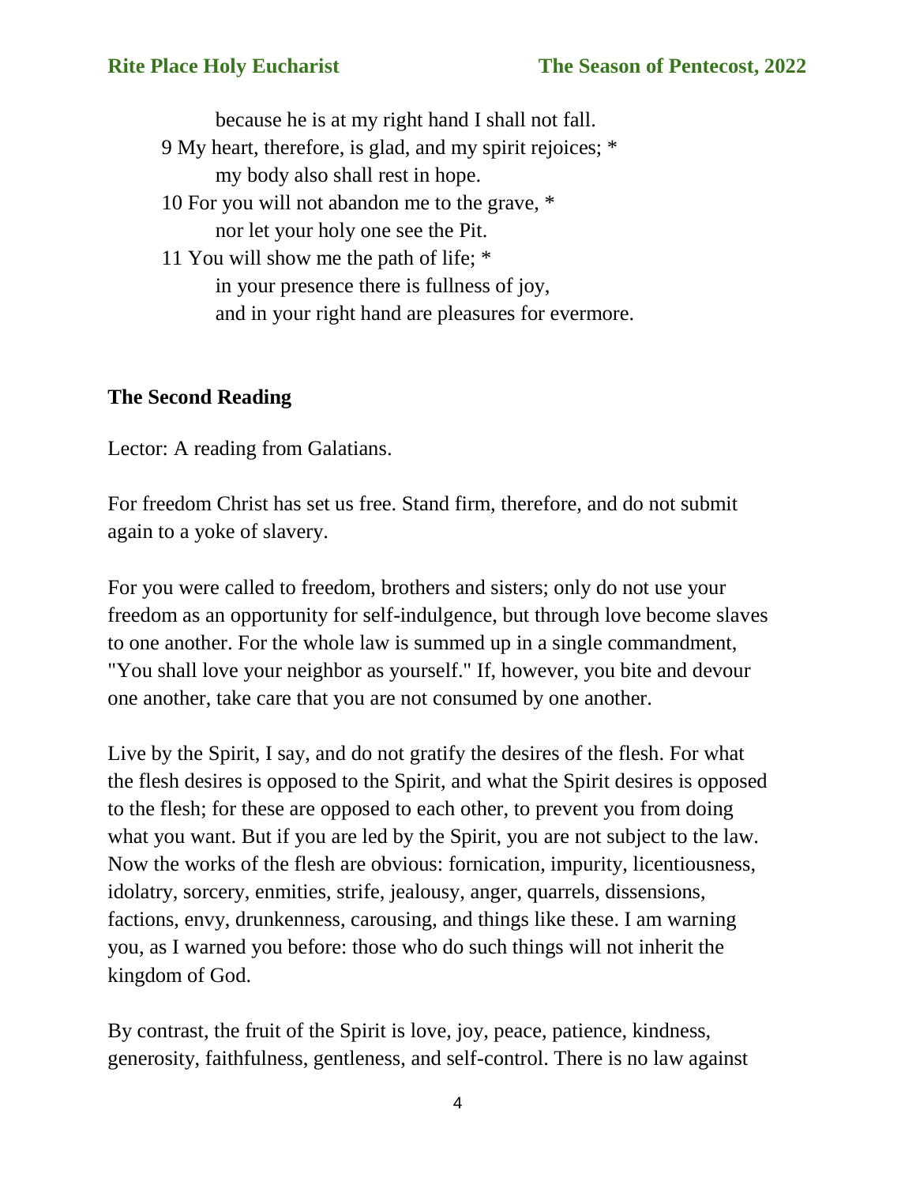because he is at my right hand I shall not fall.

9 My heart, therefore, is glad, and my spirit rejoices; *
my body also shall rest in hope.

10 For you will not abandon me to the grave, *
nor let your holy one see the Pit.

11 You will show me the path of life; *
in your presence there is fullness of joy,
and in your right hand are pleasures for evermore.

**The Second Reading**

Lector: A reading from Galatians.

For freedom Christ has set us free. Stand firm, therefore, and do not submit again to a yoke of slavery.

For you were called to freedom, brothers and sisters; only do not use your freedom as an opportunity for self-indulgence, but through love become slaves to one another. For the whole law is summed up in a single commandment, "You shall love your neighbor as yourself." If, however, you bite and devour one another, take care that you are not consumed by one another.

Live by the Spirit, I say, and do not gratify the desires of the flesh. For what the flesh desires is opposed to the Spirit, and what the Spirit desires is opposed to the flesh; for these are opposed to each other, to prevent you from doing what you want. But if you are led by the Spirit, you are not subject to the law. Now the works of the flesh are obvious: fornication, impurity, licentiousness, idolatry, sorcery, enmities, strife, jealousy, anger, quarrels, dissensions, factions, envy, drunkenness, carousing, and things like these. I am warning you, as I warned you before: those who do such things will not inherit the kingdom of God.

By contrast, the fruit of the Spirit is love, joy, peace, patience, kindness, generosity, faithfulness, gentleness, and self-control. There is no law against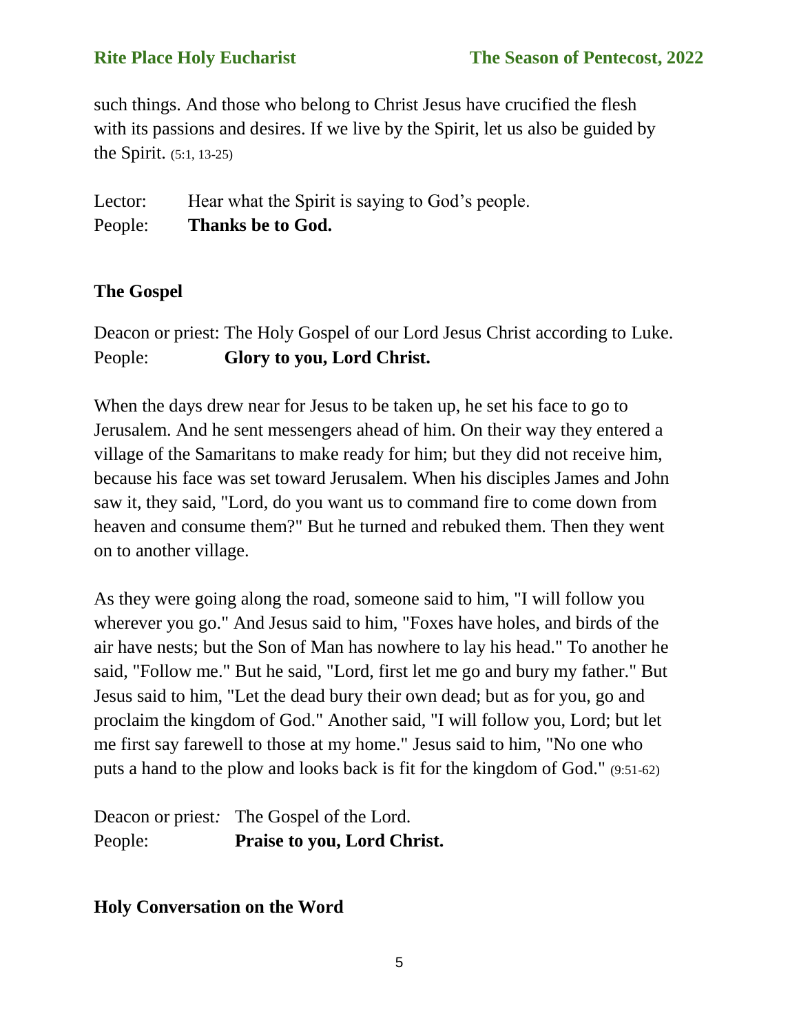such things. And those who belong to Christ Jesus have crucified the flesh with its passions and desires. If we live by the Spirit, let us also be guided by the Spirit. (5:1, 13-25)

Lector: Hear what the Spirit is saying to God's people.
People: **Thanks be to God.**

**The Gospel**

Deacon or priest: The Holy Gospel of our Lord Jesus Christ according to Luke.
People: **Glory to you, Lord Christ.**

When the days drew near for Jesus to be taken up, he set his face to go to Jerusalem. And he sent messengers ahead of him. On their way they entered a village of the Samaritans to make ready for him; but they did not receive him, because his face was set toward Jerusalem. When his disciples James and John saw it, they said, "Lord, do you want us to command fire to come down from heaven and consume them?" But he turned and rebuked them. Then they went on to another village.

As they were going along the road, someone said to him, "I will follow you wherever you go." And Jesus said to him, "Foxes have holes, and birds of the air have nests; but the Son of Man has nowhere to lay his head." To another he said, "Follow me." But he said, "Lord, first let me go and bury my father." But Jesus said to him, "Let the dead bury their own dead; but as for you, go and proclaim the kingdom of God." Another said, "I will follow you, Lord; but let me first say farewell to those at my home." Jesus said to him, "No one who puts a hand to the plow and looks back is fit for the kingdom of God." (9:51-62)

Deacon or priest*:* The Gospel of the Lord.
People: **Praise to you, Lord Christ.**

**Holy Conversation on the Word**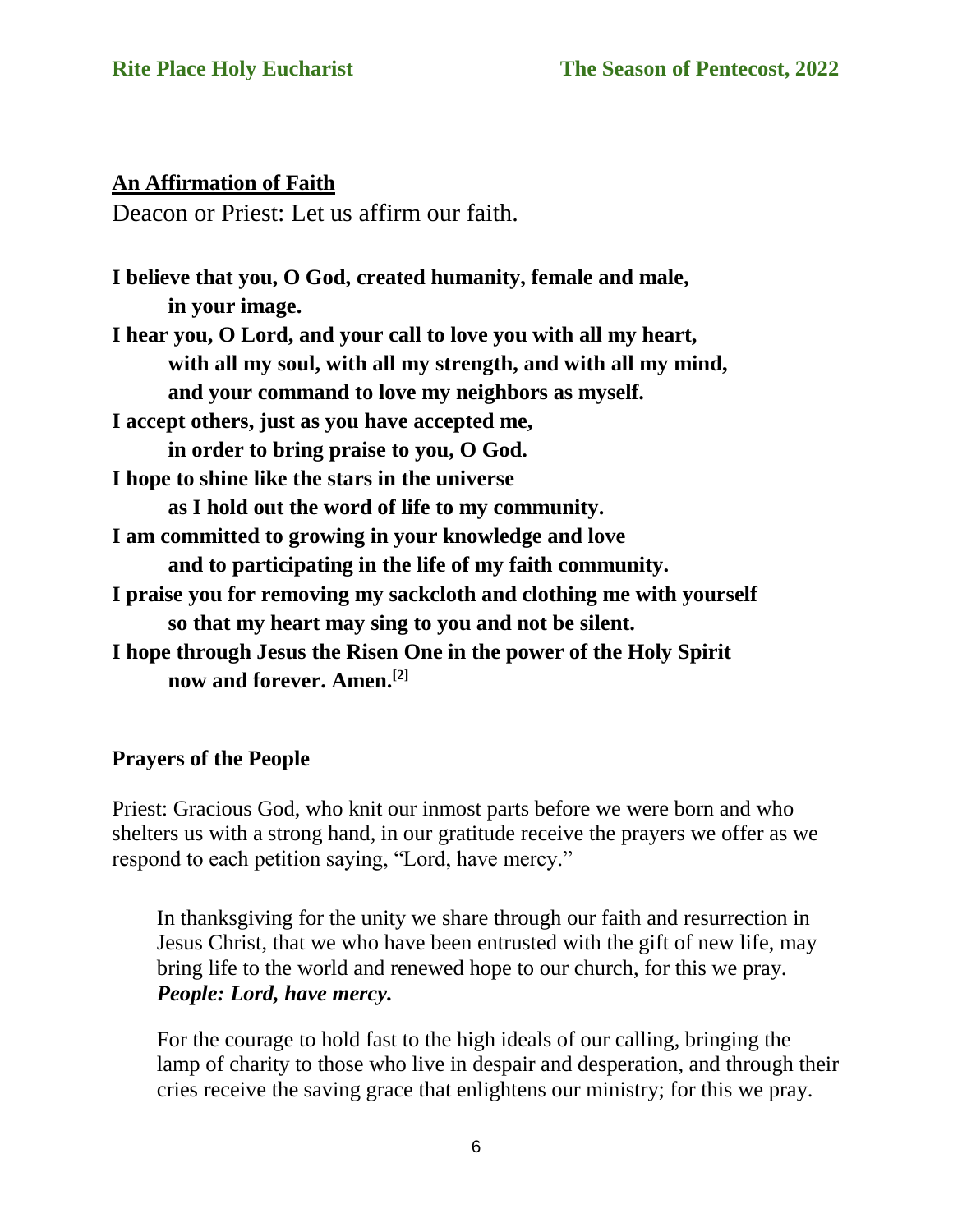**An Affirmation of Faith**

Deacon or Priest: Let us affirm our faith.

**I believe that you, O God, created humanity, female and male,**
**in your image.**
**I hear you, O Lord, and your call to love you with all my heart,**
**with all my soul, with all my strength, and with all my mind,**
**and your command to love my neighbors as myself.**
**I accept others, just as you have accepted me,**
**in order to bring praise to you, O God.**
**I hope to shine like the stars in the universe**
**as I hold out the word of life to my community.**
**I am committed to growing in your knowledge and love**
**and to participating in the life of my faith community.**
**I praise you for removing my sackcloth and clothing me with yourself**
**so that my heart may sing to you and not be silent.**
**I hope through Jesus the Risen One in the power of the Holy Spirit**
**now and forever. Amen.**[2]

**Prayers of the People**

Priest: Gracious God, who knit our inmost parts before we were born and who shelters us with a strong hand, in our gratitude receive the prayers we offer as we respond to each petition saying, "Lord, have mercy."

In thanksgiving for the unity we share through our faith and resurrection in Jesus Christ, that we who have been entrusted with the gift of new life, may bring life to the world and renewed hope to our church, for this we pray.
***People: Lord, have mercy.***

For the courage to hold fast to the high ideals of our calling, bringing the lamp of charity to those who live in despair and desperation, and through their cries receive the saving grace that enlightens our ministry; for this we pray.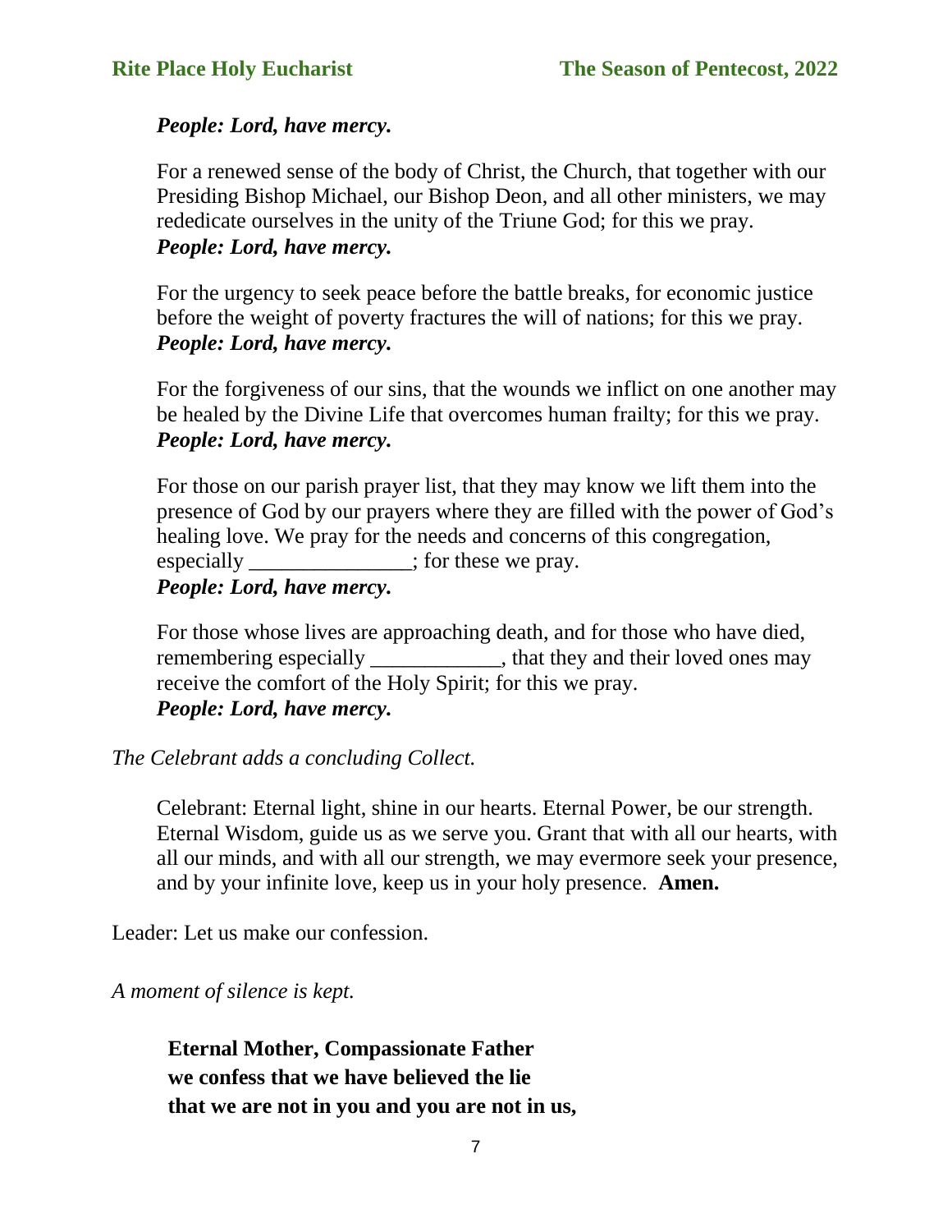***People: Lord, have mercy.***

For a renewed sense of the body of Christ, the Church, that together with our Presiding Bishop Michael, our Bishop Deon, and all other ministers, we may rededicate ourselves in the unity of the Triune God; for this we pray.
***People: Lord, have mercy.***

For the urgency to seek peace before the battle breaks, for economic justice before the weight of poverty fractures the will of nations; for this we pray.
***People: Lord, have mercy.***

For the forgiveness of our sins, that the wounds we inflict on one another may be healed by the Divine Life that overcomes human frailty; for this we pray.
***People: Lord, have mercy.***

For those on our parish prayer list, that they may know we lift them into the presence of God by our prayers where they are filled with the power of God's healing love. We pray for the needs and concerns of this congregation, especially _______________; for these we pray.
***People: Lord, have mercy.***

For those whose lives are approaching death, and for those who have died, remembering especially ____________, that they and their loved ones may receive the comfort of the Holy Spirit; for this we pray.
***People: Lord, have mercy.***

*The Celebrant adds a concluding Collect.*

Celebrant: Eternal light, shine in our hearts. Eternal Power, be our strength. Eternal Wisdom, guide us as we serve you. Grant that with all our hearts, with all our minds, and with all our strength, we may evermore seek your presence, and by your infinite love, keep us in your holy presence. **Amen.**

Leader: Let us make our confession.

*A moment of silence is kept.*

**Eternal Mother, Compassionate Father**
**we confess that we have believed the lie**
**that we are not in you and you are not in us,**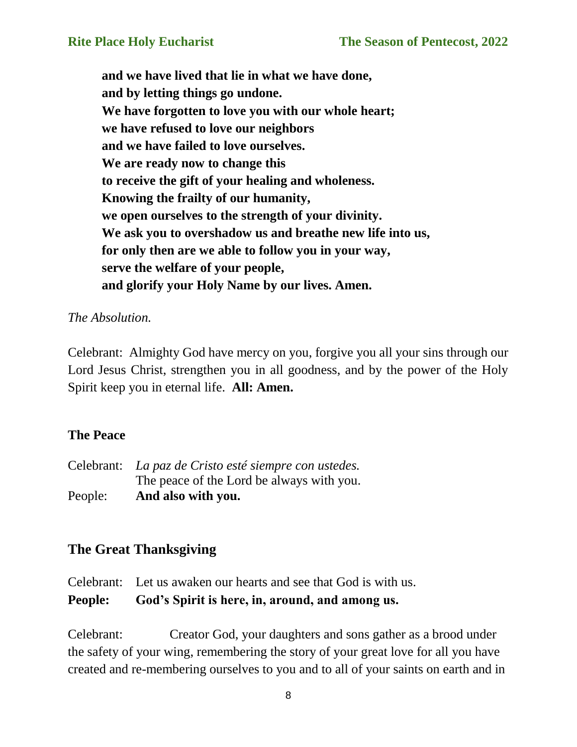**and we have lived that lie in what we have done,**
**and by letting things go undone.**
**We have forgotten to love you with our whole heart;**
**we have refused to love our neighbors**
**and we have failed to love ourselves.**
**We are ready now to change this**
**to receive the gift of your healing and wholeness.**
**Knowing the frailty of our humanity,**
**we open ourselves to the strength of your divinity.**
**We ask you to overshadow us and breathe new life into us,**
**for only then are we able to follow you in your way,**
**serve the welfare of your people,**
**and glorify your Holy Name by our lives. Amen.**

*The Absolution.*

Celebrant: Almighty God have mercy on you, forgive you all your sins through our Lord Jesus Christ, strengthen you in all goodness, and by the power of the Holy Spirit keep you in eternal life. **All: Amen.**

### The Peace

Celebrant: *La paz de Cristo esté siempre con ustedes.*
The peace of the Lord be always with you.
People: **And also with you.**

## The Great Thanksgiving

Celebrant: Let us awaken our hearts and see that God is with us.
**People: God's Spirit is here, in, around, and among us.**

Celebrant: Creator God, your daughters and sons gather as a brood under the safety of your wing, remembering the story of your great love for all you have created and re-membering ourselves to you and to all of your saints on earth and in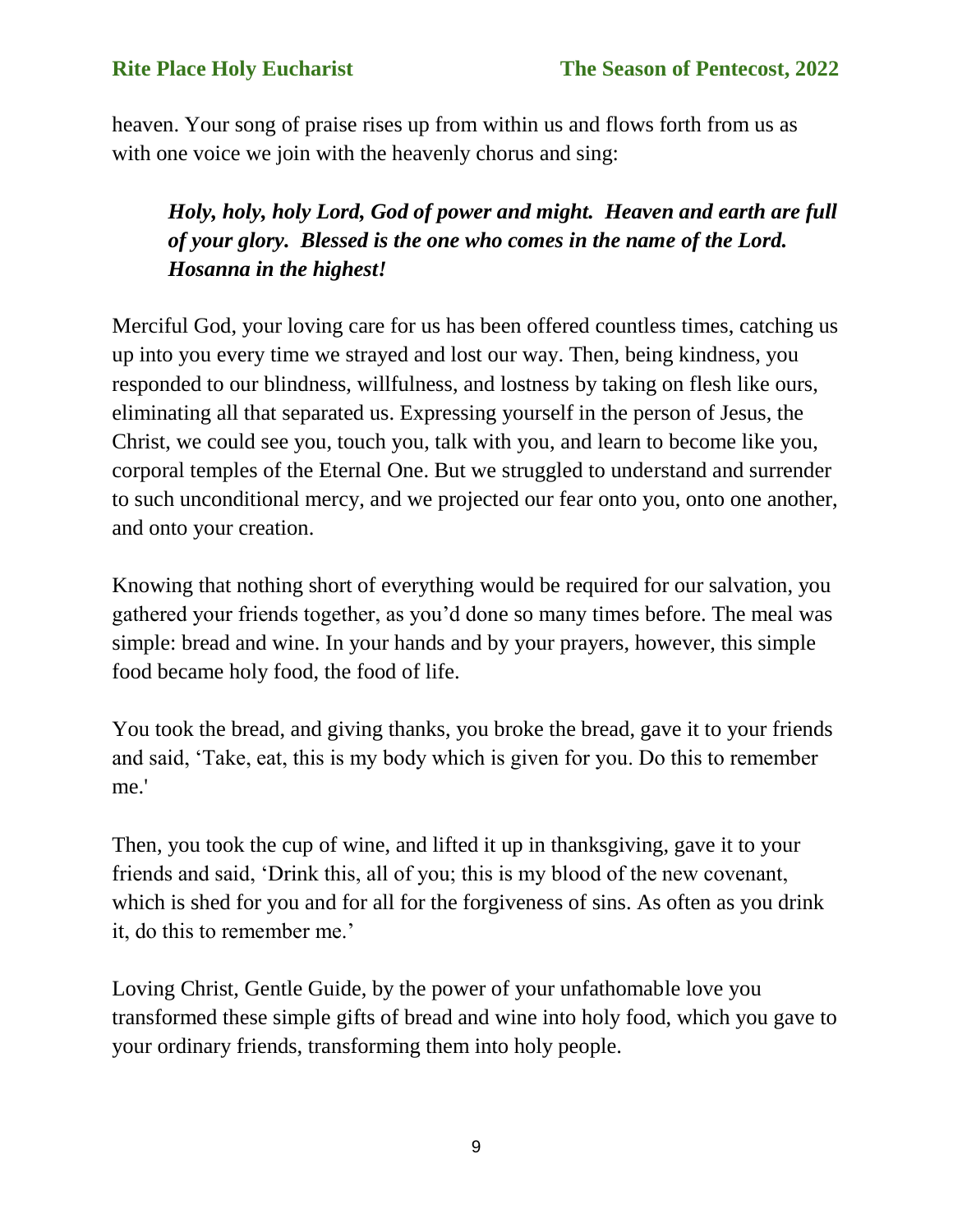heaven. Your song of praise rises up from within us and flows forth from us as with one voice we join with the heavenly chorus and sing:

> ***Holy, holy, holy Lord, God of power and might. Heaven and earth are full of your glory. Blessed is the one who comes in the name of the Lord. Hosanna in the highest!***

Merciful God, your loving care for us has been offered countless times, catching us up into you every time we strayed and lost our way. Then, being kindness, you responded to our blindness, willfulness, and lostness by taking on flesh like ours, eliminating all that separated us. Expressing yourself in the person of Jesus, the Christ, we could see you, touch you, talk with you, and learn to become like you, corporal temples of the Eternal One. But we struggled to understand and surrender to such unconditional mercy, and we projected our fear onto you, onto one another, and onto your creation.

Knowing that nothing short of everything would be required for our salvation, you gathered your friends together, as you'd done so many times before. The meal was simple: bread and wine. In your hands and by your prayers, however, this simple food became holy food, the food of life.

You took the bread, and giving thanks, you broke the bread, gave it to your friends and said, 'Take, eat, this is my body which is given for you. Do this to remember me.'

Then, you took the cup of wine, and lifted it up in thanksgiving, gave it to your friends and said, 'Drink this, all of you; this is my blood of the new covenant, which is shed for you and for all for the forgiveness of sins. As often as you drink it, do this to remember me.'

Loving Christ, Gentle Guide, by the power of your unfathomable love you transformed these simple gifts of bread and wine into holy food, which you gave to your ordinary friends, transforming them into holy people.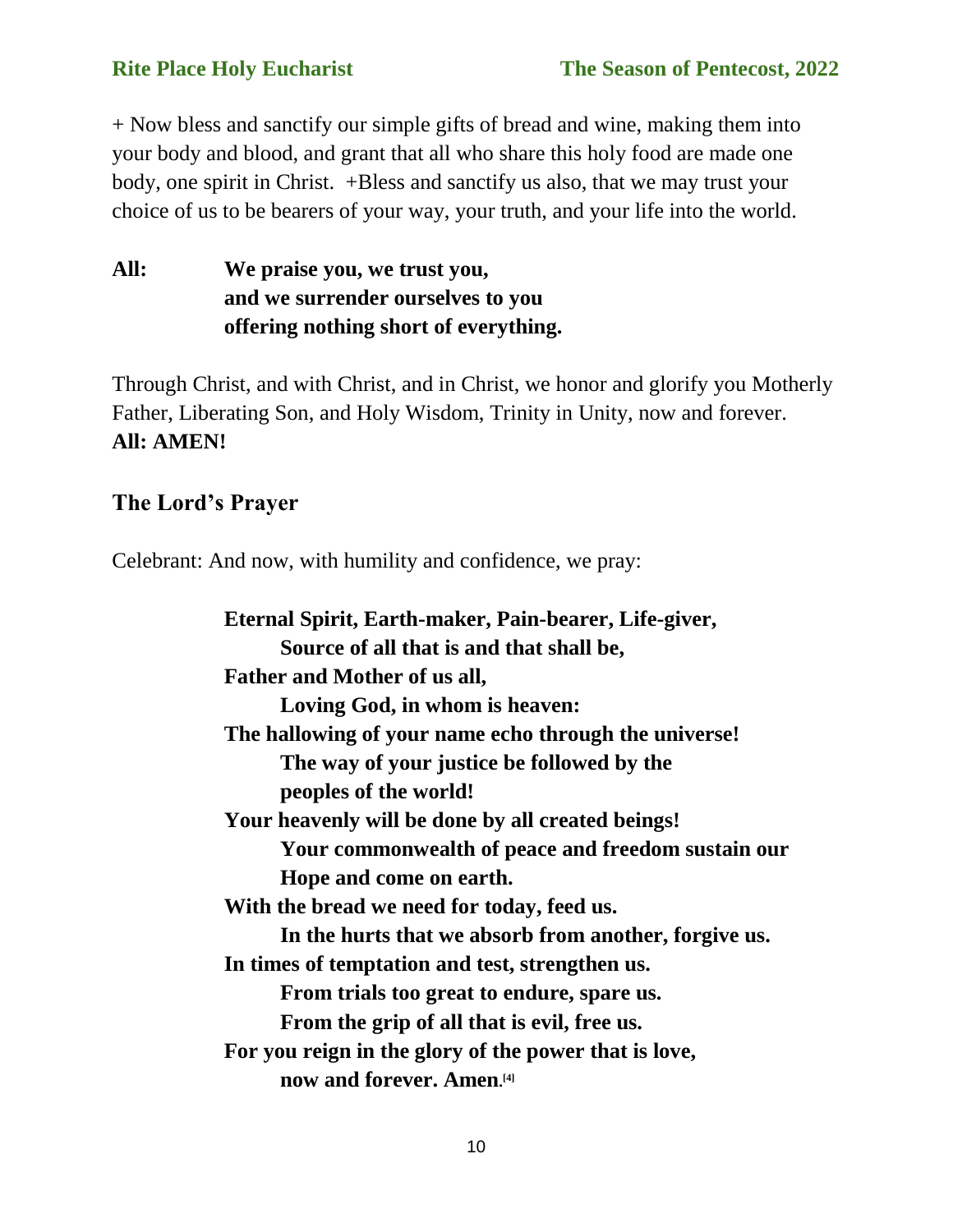+ Now bless and sanctify our simple gifts of bread and wine, making them into your body and blood, and grant that all who share this holy food are made one body, one spirit in Christ. +Bless and sanctify us also, that we may trust your choice of us to be bearers of your way, your truth, and your life into the world.

**All:** **We praise you, we trust you,**
**and we surrender ourselves to you**
**offering nothing short of everything.**

Through Christ, and with Christ, and in Christ, we honor and glorify you Motherly Father, Liberating Son, and Holy Wisdom, Trinity in Unity, now and forever.
**All: AMEN!**

## The Lord's Prayer

Celebrant: And now, with humility and confidence, we pray:

**Eternal Spirit, Earth-maker, Pain-bearer, Life-giver,**
**Source of all that is and that shall be,**
**Father and Mother of us all,**
**Loving God, in whom is heaven:**
**The hallowing of your name echo through the universe!**
**The way of your justice be followed by the peoples of the world!**
**Your heavenly will be done by all created beings!**
**Your commonwealth of peace and freedom sustain our Hope and come on earth.**
**With the bread we need for today, feed us.**
**In the hurts that we absorb from another, forgive us.**
**In times of temptation and test, strengthen us.**
**From trials too great to endure, spare us.**
**From the grip of all that is evil, free us.**
**For you reign in the glory of the power that is love,**
**now and forever. Amen.**[4]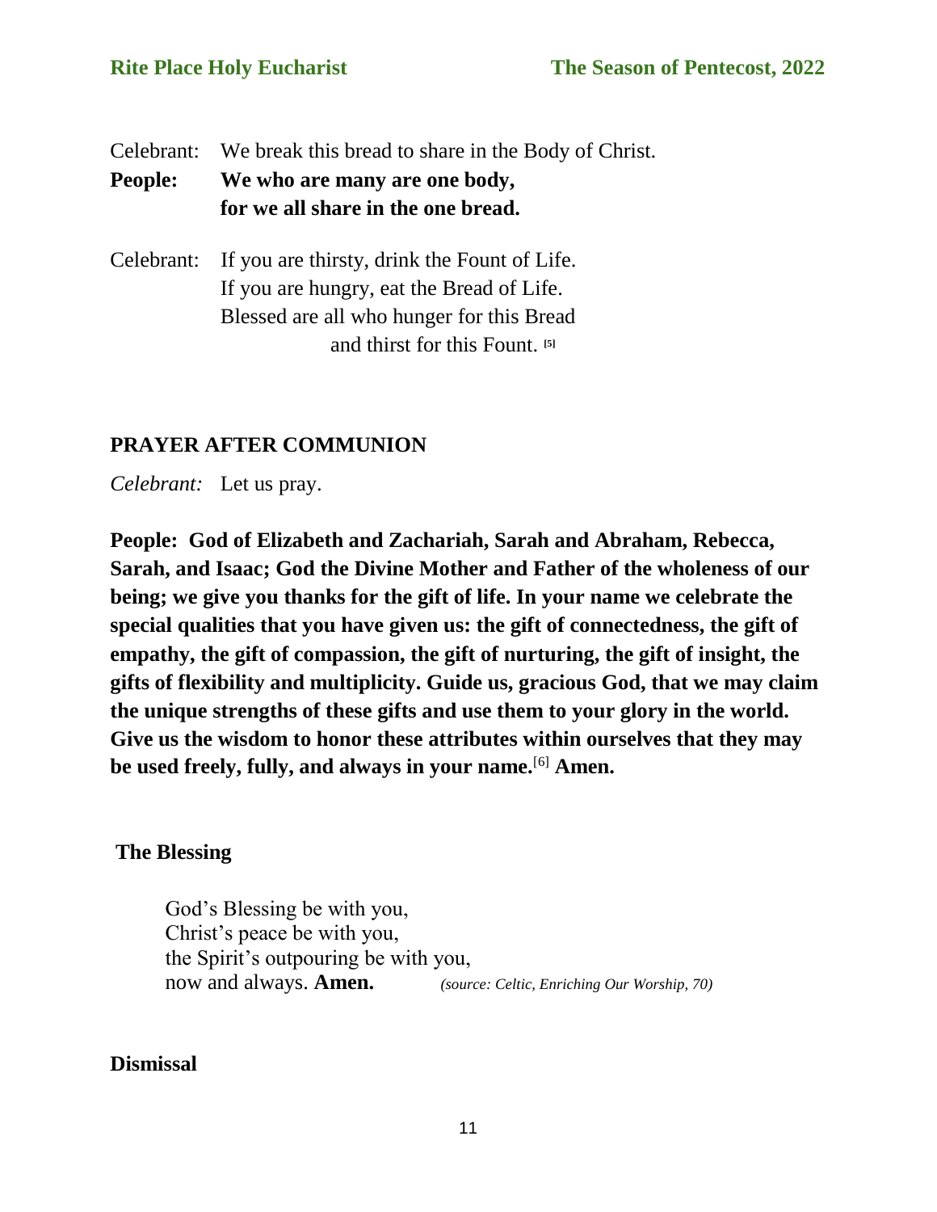Celebrant: We break this bread to share in the Body of Christ.

**People: We who are many are one body,
for we all share in the one bread.**

Celebrant: If you are thirsty, drink the Fount of Life.
If you are hungry, eat the Bread of Life.
Blessed are all who hunger for this Bread
and thirst for this Fount. [5]

## PRAYER AFTER COMMUNION

*Celebrant:* Let us pray.

**People: God of Elizabeth and Zachariah, Sarah and Abraham, Rebecca, Sarah, and Isaac; God the Divine Mother and Father of the wholeness of our being; we give you thanks for the gift of life. In your name we celebrate the special qualities that you have given us: the gift of connectedness, the gift of empathy, the gift of compassion, the gift of nurturing, the gift of insight, the gifts of flexibility and multiplicity. Guide us, gracious God, that we may claim the unique strengths of these gifts and use them to your glory in the world. Give us the wisdom to honor these attributes within ourselves that they may be used freely, fully, and always in your name.**[6] **Amen.**

### The Blessing

God's Blessing be with you,
Christ's peace be with you,
the Spirit's outpouring be with you,
now and always. **Amen.** *(source: Celtic, Enriching Our Worship, 70)*

### Dismissal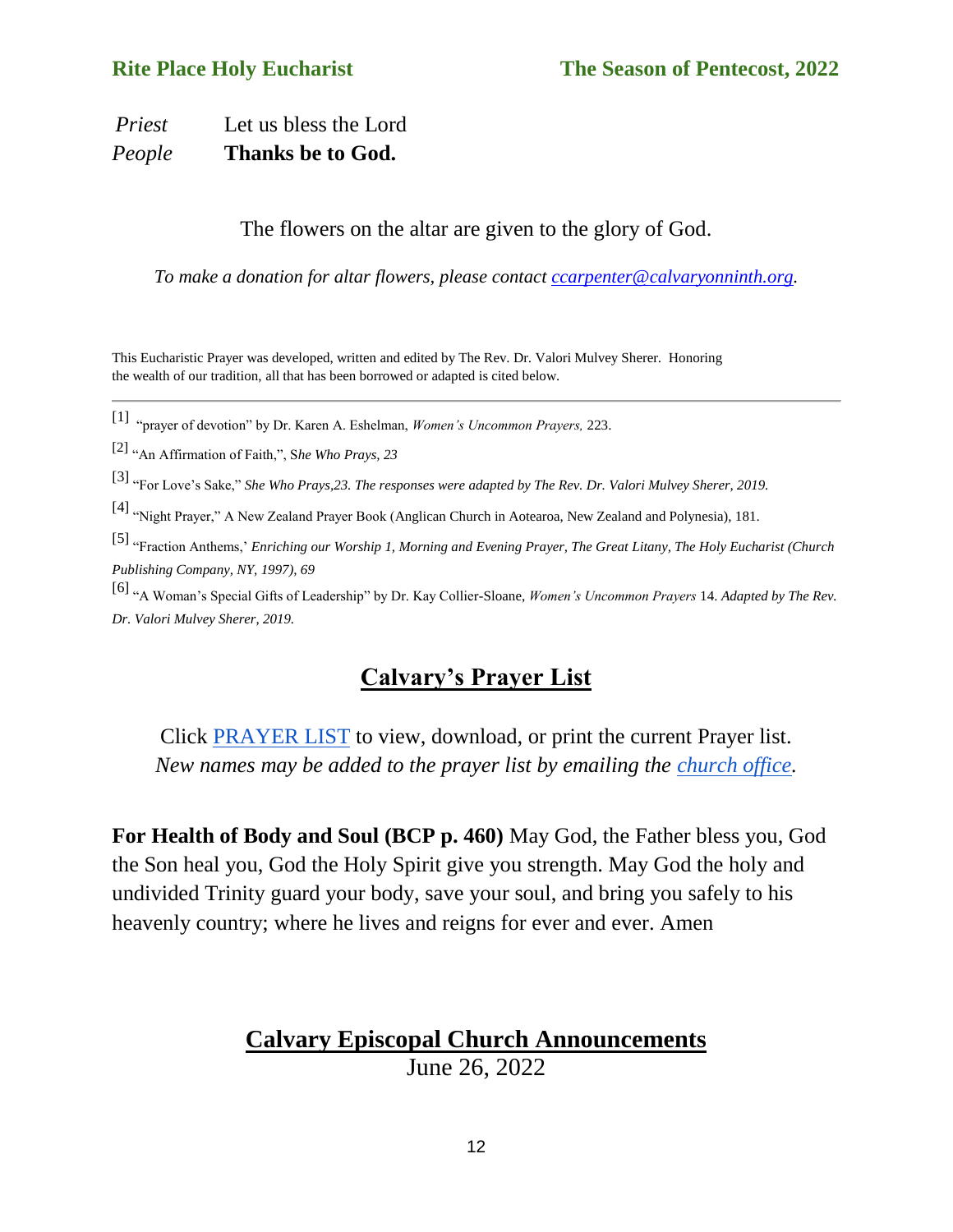*Priest* Let us bless the Lord
*People* **Thanks be to God.**

The flowers on the altar are given to the glory of God.

*To make a donation for altar flowers, please contact ccarpenter@calvaryonninth.org.*

This Eucharistic Prayer was developed, written and edited by The Rev. Dr. Valori Mulvey Sherer. Honoring the wealth of our tradition, all that has been borrowed or adapted is cited below.

---

[1] "prayer of devotion" by Dr. Karen A. Eshelman, *Women's Uncommon Prayers,* 223.

[2] "An Affirmation of Faith,", S*he Who Prays, 23*

[3] "For Love's Sake," *She Who Prays,23. The responses were adapted by The Rev. Dr. Valori Mulvey Sherer, 2019.*

[4] "Night Prayer," A New Zealand Prayer Book (Anglican Church in Aotearoa, New Zealand and Polynesia), 181.

[5] "Fraction Anthems,' *Enriching our Worship 1, Morning and Evening Prayer, The Great Litany, The Holy Eucharist (Church Publishing Company, NY, 1997), 69*

[6] "A Woman's Special Gifts of Leadership" by Dr. Kay Collier-Sloane, *Women's Uncommon Prayers* 14. *Adapted by The Rev. Dr. Valori Mulvey Sherer, 2019.*

## Calvary's Prayer List

Click PRAYER LIST to view, download, or print the current Prayer list.
*New names may be added to the prayer list by emailing the church office.*

**For Health of Body and Soul (BCP p. 460)** May God, the Father bless you, God the Son heal you, God the Holy Spirit give you strength. May God the holy and undivided Trinity guard your body, save your soul, and bring you safely to his heavenly country; where he lives and reigns for ever and ever. Amen

## Calvary Episcopal Church Announcements

June 26, 2022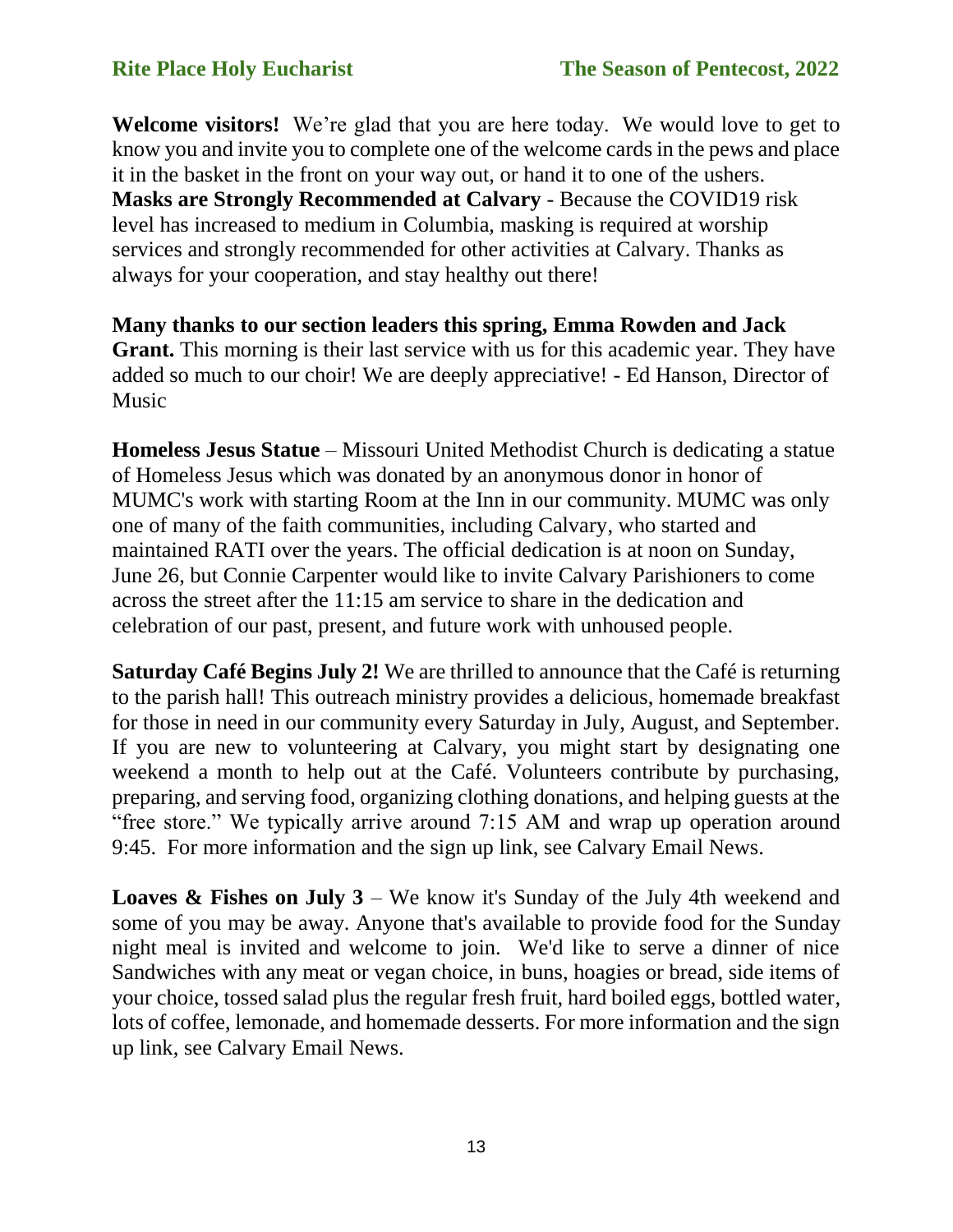**Welcome visitors!** We're glad that you are here today. We would love to get to know you and invite you to complete one of the welcome cards in the pews and place it in the basket in the front on your way out, or hand it to one of the ushers.
**Masks are Strongly Recommended at Calvary** - Because the COVID19 risk level has increased to medium in Columbia, masking is required at worship services and strongly recommended for other activities at Calvary. Thanks as always for your cooperation, and stay healthy out there!

**Many thanks to our section leaders this spring, Emma Rowden and Jack Grant.** This morning is their last service with us for this academic year. They have added so much to our choir! We are deeply appreciative! - Ed Hanson, Director of Music

**Homeless Jesus Statue** – Missouri United Methodist Church is dedicating a statue of Homeless Jesus which was donated by an anonymous donor in honor of MUMC's work with starting Room at the Inn in our community. MUMC was only one of many of the faith communities, including Calvary, who started and maintained RATI over the years. The official dedication is at noon on Sunday, June 26, but Connie Carpenter would like to invite Calvary Parishioners to come across the street after the 11:15 am service to share in the dedication and celebration of our past, present, and future work with unhoused people.

**Saturday Café Begins July 2!** We are thrilled to announce that the Café is returning to the parish hall! This outreach ministry provides a delicious, homemade breakfast for those in need in our community every Saturday in July, August, and September. If you are new to volunteering at Calvary, you might start by designating one weekend a month to help out at the Café. Volunteers contribute by purchasing, preparing, and serving food, organizing clothing donations, and helping guests at the "free store." We typically arrive around 7:15 AM and wrap up operation around 9:45. For more information and the sign up link, see Calvary Email News.

**Loaves & Fishes on July 3** – We know it's Sunday of the July 4th weekend and some of you may be away. Anyone that's available to provide food for the Sunday night meal is invited and welcome to join. We'd like to serve a dinner of nice Sandwiches with any meat or vegan choice, in buns, hoagies or bread, side items of your choice, tossed salad plus the regular fresh fruit, hard boiled eggs, bottled water, lots of coffee, lemonade, and homemade desserts. For more information and the sign up link, see Calvary Email News.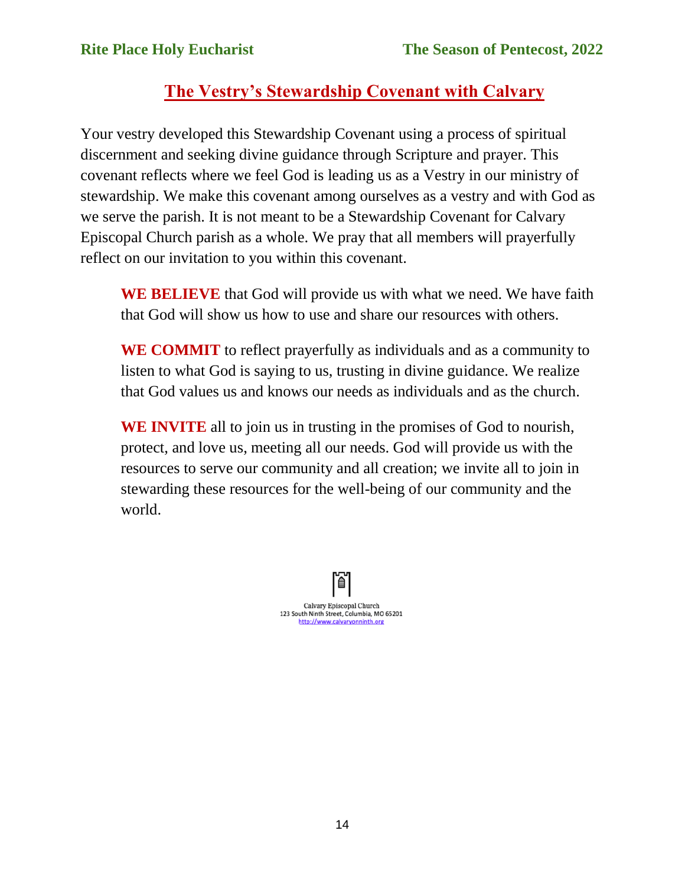# The Vestry's Stewardship Covenant with Calvary

Your vestry developed this Stewardship Covenant using a process of spiritual discernment and seeking divine guidance through Scripture and prayer. This covenant reflects where we feel God is leading us as a Vestry in our ministry of stewardship. We make this covenant among ourselves as a vestry and with God as we serve the parish. It is not meant to be a Stewardship Covenant for Calvary Episcopal Church parish as a whole. We pray that all members will prayerfully reflect on our invitation to you within this covenant.

**WE BELIEVE** that God will provide us with what we need. We have faith that God will show us how to use and share our resources with others.

**WE COMMIT** to reflect prayerfully as individuals and as a community to listen to what God is saying to us, trusting in divine guidance. We realize that God values us and knows our needs as individuals and as the church.

**WE INVITE** all to join us in trusting in the promises of God to nourish, protect, and love us, meeting all our needs. God will provide us with the resources to serve our community and all creation; we invite all to join in stewarding these resources for the well-being of our community and the world.

Calvary Episcopal Church
123 South Ninth Street, Columbia, MO 65201
http://www.calvaryonninth.org